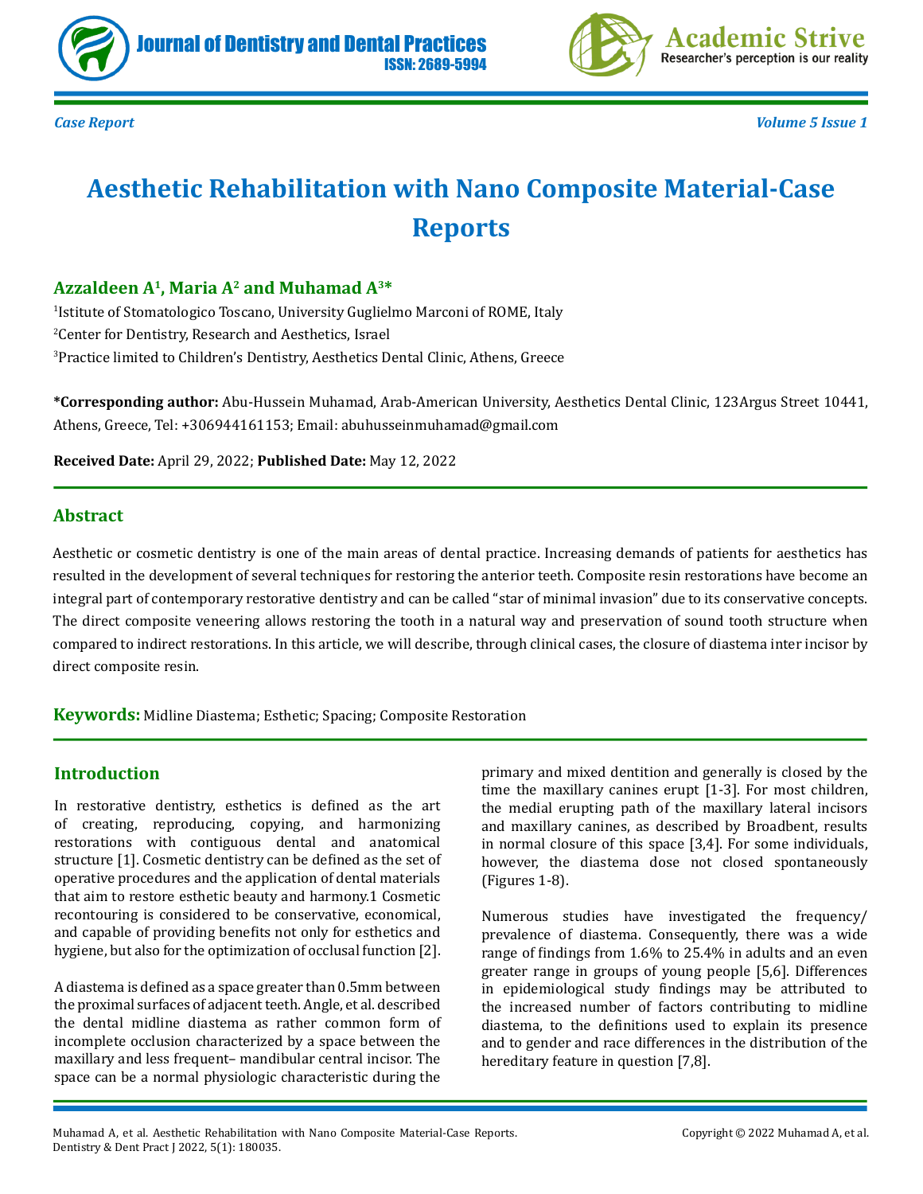Case Report

# Aesthetic Rehabilitation with Nano Composite Material-Case Reports

**Azzaldeen A[1], Maria A[2] and Muhamad A[3*]**

[1]Istitute of Stomatologico Toscano, University Guglielmo Marconi of ROME, Italy

[2]Center for Dentistry, Research and Aesthetics, Israel

[3]Practice limited to Children's Dentistry, Aesthetics Dental Clinic, Athens, Greece

**\*Corresponding author:** Abu-Hussein Muhamad, Arab-American University, Aesthetics Dental Clinic, 123Argus Street 10441, Athens, Greece, Tel: +306944161153; Email: abuhusseinmuhamad@gmail.com

**Received Date:** April 29, 2022; **Published Date:** May 12, 2022

## Abstract

Aesthetic or cosmetic dentistry is one of the main areas of dental practice. Increasing demands of patients for aesthetics has resulted in the development of several techniques for restoring the anterior teeth. Composite resin restorations have become an integral part of contemporary restorative dentistry and can be called "star of minimal invasion" due to its conservative concepts. The direct composite veneering allows restoring the tooth in a natural way and preservation of sound tooth structure when compared to indirect restorations. In this article, we will describe, through clinical cases, the closure of diastema inter incisor by direct composite resin.

**Keywords:** Midline Diastema; Esthetic; Spacing; Composite Restoration

## Introduction

In restorative dentistry, esthetics is defined as the art of creating, reproducing, copying, and harmonizing restorations with contiguous dental and anatomical structure [1]. Cosmetic dentistry can be defined as the set of operative procedures and the application of dental materials that aim to restore esthetic beauty and harmony.1 Cosmetic recontouring is considered to be conservative, economical, and capable of providing benefits not only for esthetics and hygiene, but also for the optimization of occlusal function [2].

A diastema is defined as a space greater than 0.5mm between the proximal surfaces of adjacent teeth. Angle, et al. described the dental midline diastema as rather common form of incomplete occlusion characterized by a space between the maxillary and less frequent– mandibular central incisor. The space can be a normal physiologic characteristic during the primary and mixed dentition and generally is closed by the time the maxillary canines erupt [1-3]. For most children, the medial erupting path of the maxillary lateral incisors and maxillary canines, as described by Broadbent, results in normal closure of this space [3,4]. For some individuals, however, the diastema dose not closed spontaneously (Figures 1-8).

Numerous studies have investigated the frequency/prevalence of diastema. Consequently, there was a wide range of findings from 1.6% to 25.4% in adults and an even greater range in groups of young people [5,6]. Differences in epidemiological study findings may be attributed to the increased number of factors contributing to midline diastema, to the definitions used to explain its presence and to gender and race differences in the distribution of the hereditary feature in question [7,8].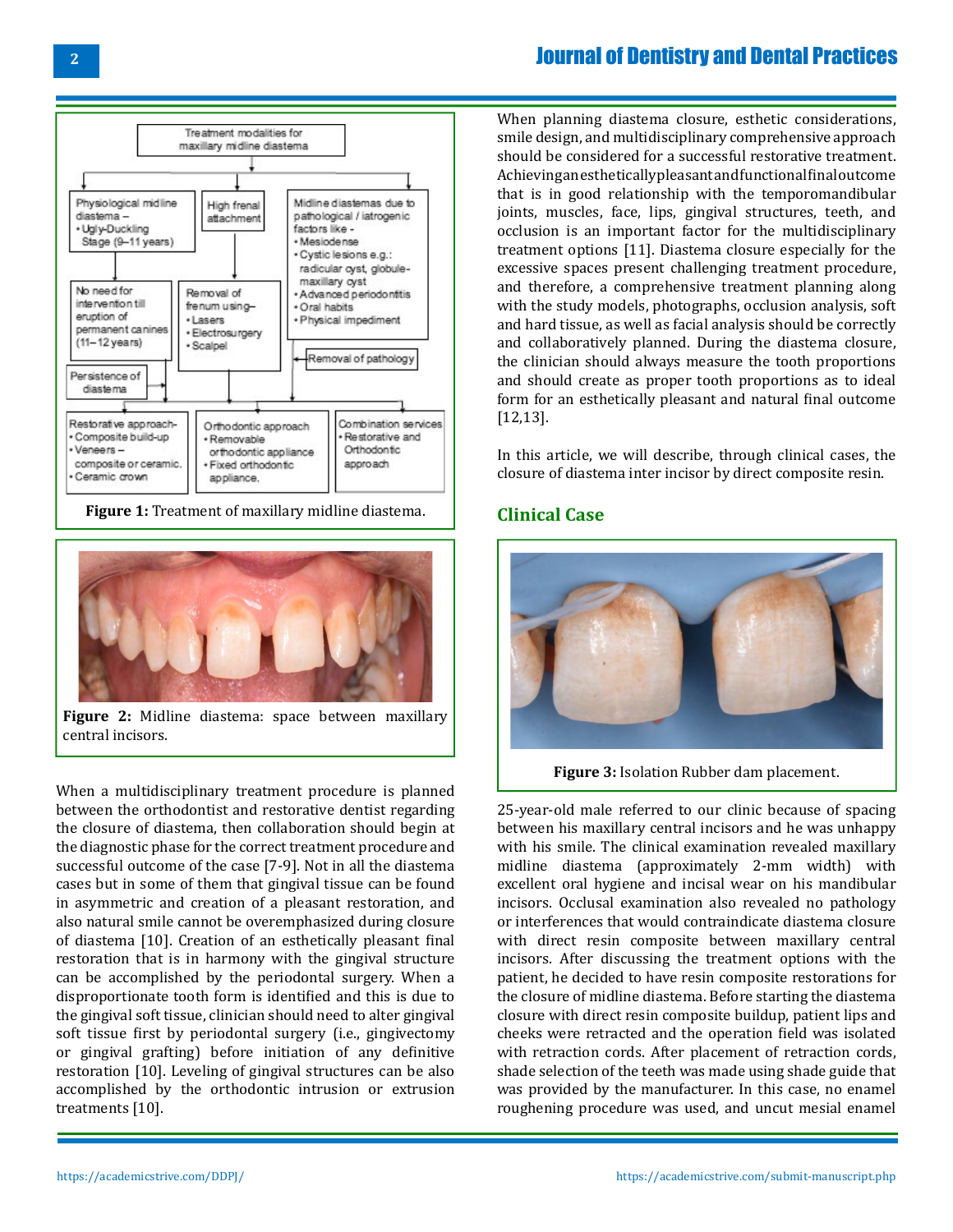Figure 1: Treatment of maxillary midline diastema.

Figure 2: Midline diastema: space between maxillary central incisors.

When a multidisciplinary treatment procedure is planned between the orthodontist and restorative dentist regarding the closure of diastema, then collaboration should begin at the diagnostic phase for the correct treatment procedure and successful outcome of the case [7-9]. Not in all the diastema cases but in some of them that gingival tissue can be found in asymmetric and creation of a pleasant restoration, and also natural smile cannot be overemphasized during closure of diastema [10]. Creation of an esthetically pleasant final restoration that is in harmony with the gingival structure can be accomplished by the periodontal surgery. When a disproportionate tooth form is identified and this is due to the gingival soft tissue, clinician should need to alter gingival soft tissue first by periodontal surgery (i.e., gingivectomy or gingival grafting) before initiation of any definitive restoration [10]. Leveling of gingival structures can be also accomplished by the orthodontic intrusion or extrusion treatments [10].

When planning diastema closure, esthetic considerations, smile design, and multidisciplinary comprehensive approach should be considered for a successful restorative treatment. Achieving an esthetically pleasant and functional final outcome that is in good relationship with the temporomandibular joints, muscles, face, lips, gingival structures, teeth, and occlusion is an important factor for the multidisciplinary treatment options [11]. Diastema closure especially for the excessive spaces present challenging treatment procedure, and therefore, a comprehensive treatment planning along with the study models, photographs, occlusion analysis, soft and hard tissue, as well as facial analysis should be correctly and collaboratively planned. During the diastema closure, the clinician should always measure the tooth proportions and should create as proper tooth proportions as to ideal form for an esthetically pleasant and natural final outcome [12,13].

In this article, we will describe, through clinical cases, the closure of diastema inter incisor by direct composite resin.

## Clinical Case

Figure 3: Isolation Rubber dam placement.

25-year-old male referred to our clinic because of spacing between his maxillary central incisors and he was unhappy with his smile. The clinical examination revealed maxillary midline diastema (approximately 2-mm width) with excellent oral hygiene and incisal wear on his mandibular incisors. Occlusal examination also revealed no pathology or interferences that would contraindicate diastema closure with direct resin composite between maxillary central incisors. After discussing the treatment options with the patient, he decided to have resin composite restorations for the closure of midline diastema. Before starting the diastema closure with direct resin composite buildup, patient lips and cheeks were retracted and the operation field was isolated with retraction cords. After placement of retraction cords, shade selection of the teeth was made using shade guide that was provided by the manufacturer. In this case, no enamel roughening procedure was used, and uncut mesial enamel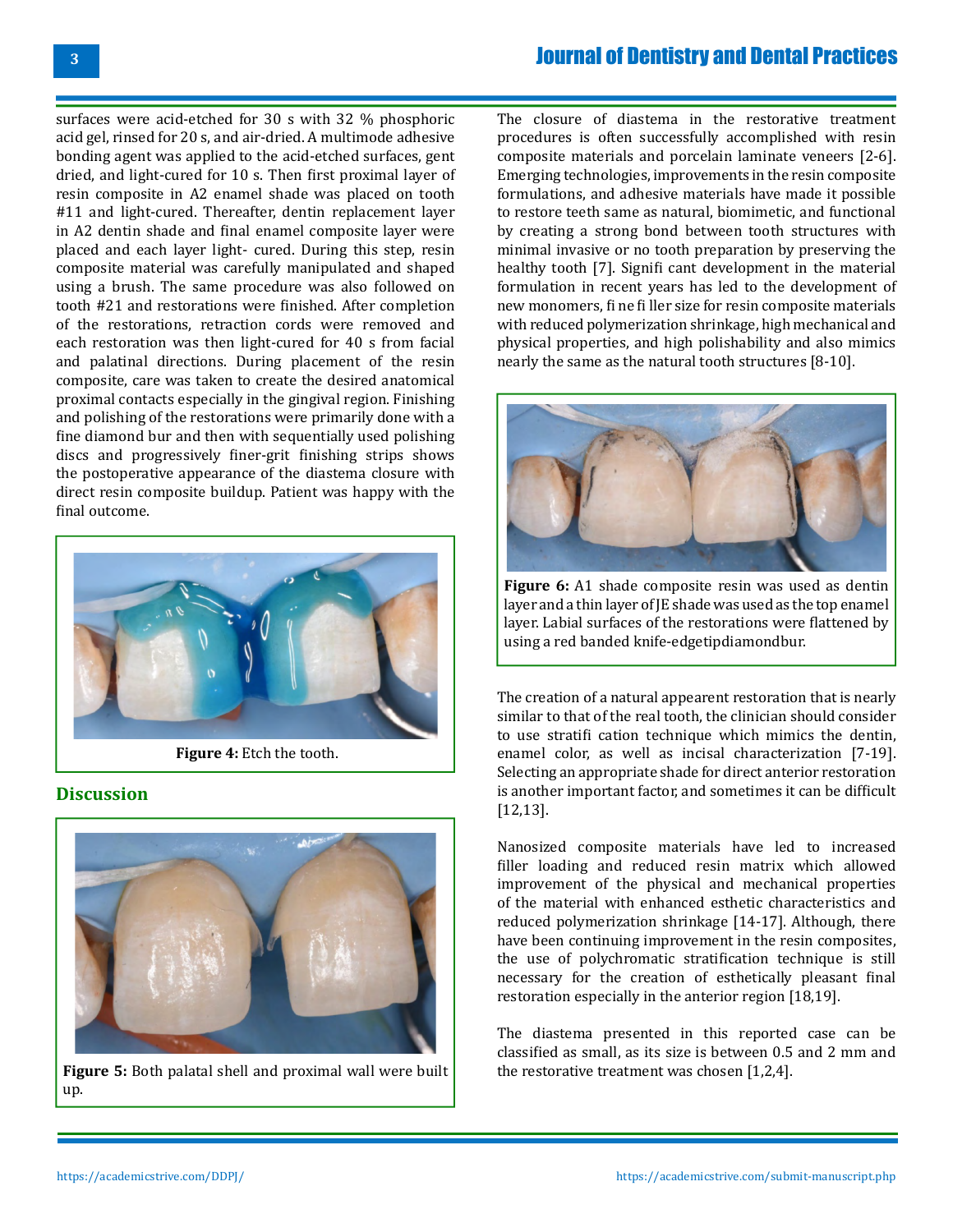surfaces were acid-etched for 30 s with 32 % phosphoric acid gel, rinsed for 20 s, and air-dried. A multimode adhesive bonding agent was applied to the acid-etched surfaces, gent dried, and light-cured for 10 s. Then first proximal layer of resin composite in A2 enamel shade was placed on tooth #11 and light-cured. Thereafter, dentin replacement layer in A2 dentin shade and final enamel composite layer were placed and each layer light- cured. During this step, resin composite material was carefully manipulated and shaped using a brush. The same procedure was also followed on tooth #21 and restorations were finished. After completion of the restorations, retraction cords were removed and each restoration was then light-cured for 40 s from facial and palatinal directions. During placement of the resin composite, care was taken to create the desired anatomical proximal contacts especially in the gingival region. Finishing and polishing of the restorations were primarily done with a fine diamond bur and then with sequentially used polishing discs and progressively finer-grit finishing strips shows the postoperative appearance of the diastema closure with direct resin composite buildup. Patient was happy with the final outcome.

**Figure 4:** Etch the tooth.

## Discussion

**Figure 5:** Both palatal shell and proximal wall were built up.

The closure of diastema in the restorative treatment procedures is often successfully accomplished with resin composite materials and porcelain laminate veneers [2-6]. Emerging technologies, improvements in the resin composite formulations, and adhesive materials have made it possible to restore teeth same as natural, biomimetic, and functional by creating a strong bond between tooth structures with minimal invasive or no tooth preparation by preserving the healthy tooth [7]. Signifi cant development in the material formulation in recent years has led to the development of new monomers, fi ne fi ller size for resin composite materials with reduced polymerization shrinkage, high mechanical and physical properties, and high polishability and also mimics nearly the same as the natural tooth structures [8-10].

**Figure 6:** A1 shade composite resin was used as dentin layer and a thin layer of JE shade was used as the top enamel layer. Labial surfaces of the restorations were flattened by using a red banded knife-edgetipdiamondbur.

The creation of a natural appearent restoration that is nearly similar to that of the real tooth, the clinician should consider to use stratifi cation technique which mimics the dentin, enamel color, as well as incisal characterization [7-19]. Selecting an appropriate shade for direct anterior restoration is another important factor, and sometimes it can be difficult [12,13].

Nanosized composite materials have led to increased filler loading and reduced resin matrix which allowed improvement of the physical and mechanical properties of the material with enhanced esthetic characteristics and reduced polymerization shrinkage [14-17]. Although, there have been continuing improvement in the resin composites, the use of polychromatic stratification technique is still necessary for the creation of esthetically pleasant final restoration especially in the anterior region [18,19].

The diastema presented in this reported case can be classified as small, as its size is between 0.5 and 2 mm and the restorative treatment was chosen [1,2,4].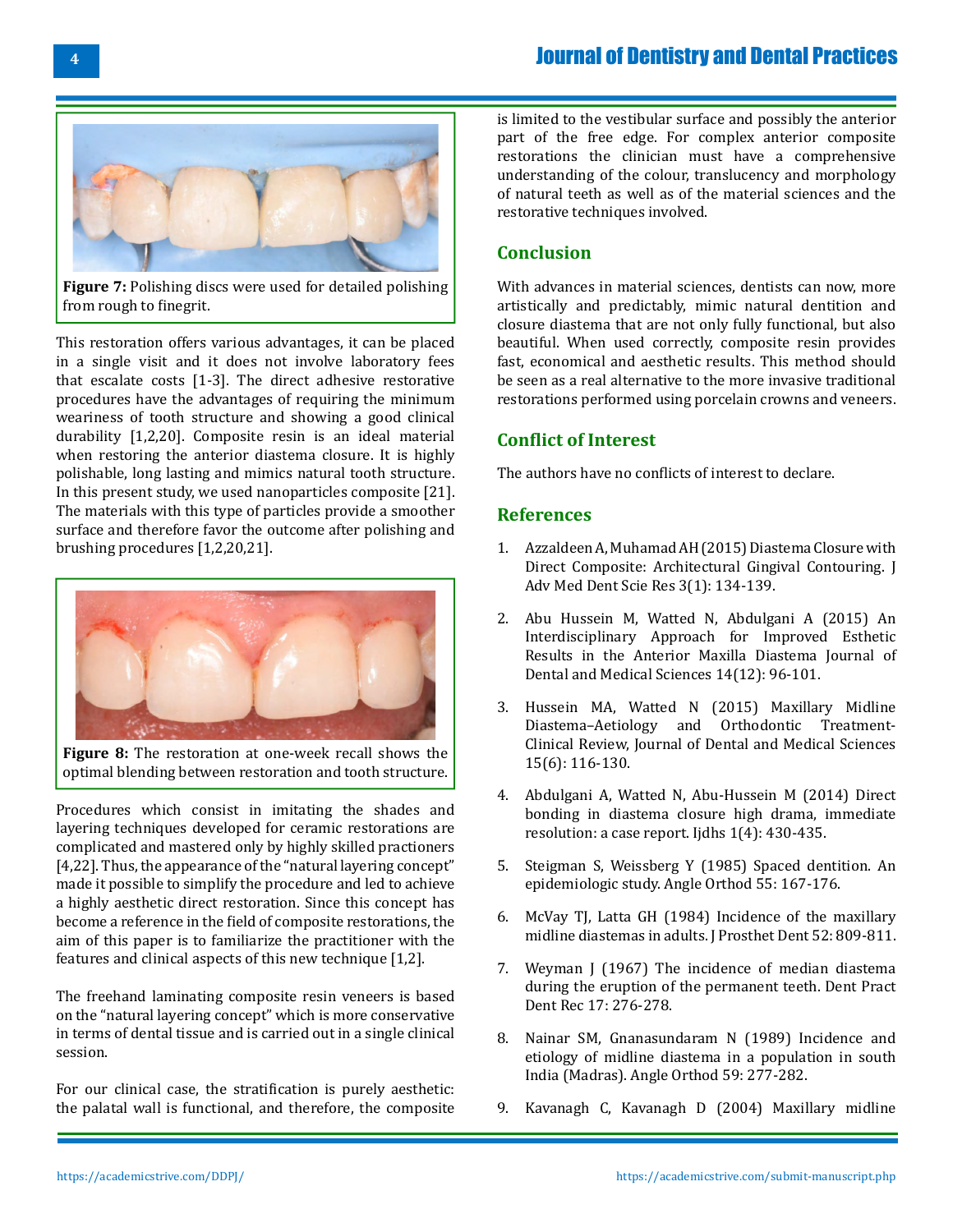Figure 7: Polishing discs were used for detailed polishing from rough to finegrit.

This restoration offers various advantages, it can be placed in a single visit and it does not involve laboratory fees that escalate costs [1-3]. The direct adhesive restorative procedures have the advantages of requiring the minimum weariness of tooth structure and showing a good clinical durability [1,2,20]. Composite resin is an ideal material when restoring the anterior diastema closure. It is highly polishable, long lasting and mimics natural tooth structure. In this present study, we used nanoparticles composite [21]. The materials with this type of particles provide a smoother surface and therefore favor the outcome after polishing and brushing procedures [1,2,20,21].

Figure 8: The restoration at one-week recall shows the optimal blending between restoration and tooth structure.

Procedures which consist in imitating the shades and layering techniques developed for ceramic restorations are complicated and mastered only by highly skilled practioners [4,22]. Thus, the appearance of the "natural layering concept" made it possible to simplify the procedure and led to achieve a highly aesthetic direct restoration. Since this concept has become a reference in the field of composite restorations, the aim of this paper is to familiarize the practitioner with the features and clinical aspects of this new technique [1,2].

The freehand laminating composite resin veneers is based on the "natural layering concept" which is more conservative in terms of dental tissue and is carried out in a single clinical session.

For our clinical case, the stratification is purely aesthetic: the palatal wall is functional, and therefore, the composite is limited to the vestibular surface and possibly the anterior part of the free edge. For complex anterior composite restorations the clinician must have a comprehensive understanding of the colour, translucency and morphology of natural teeth as well as of the material sciences and the restorative techniques involved.

## Conclusion

With advances in material sciences, dentists can now, more artistically and predictably, mimic natural dentition and closure diastema that are not only fully functional, but also beautiful. When used correctly, composite resin provides fast, economical and aesthetic results. This method should be seen as a real alternative to the more invasive traditional restorations performed using porcelain crowns and veneers.

## Conflict of Interest

The authors have no conflicts of interest to declare.

## References

1. Azzaldeen A, Muhamad AH (2015) Diastema Closure with Direct Composite: Architectural Gingival Contouring. J Adv Med Dent Scie Res 3(1): 134-139.
2. Abu Hussein M, Watted N, Abdulgani A (2015) An Interdisciplinary Approach for Improved Esthetic Results in the Anterior Maxilla Diastema Journal of Dental and Medical Sciences 14(12): 96-101.
3. Hussein MA, Watted N (2015) Maxillary Midline Diastema–Aetiology and Orthodontic Treatment-Clinical Review, Journal of Dental and Medical Sciences 15(6): 116-130.
4. Abdulgani A, Watted N, Abu-Hussein M (2014) Direct bonding in diastema closure high drama, immediate resolution: a case report. Ijdhs 1(4): 430-435.
5. Steigman S, Weissberg Y (1985) Spaced dentition. An epidemiologic study. Angle Orthod 55: 167-176.
6. McVay TJ, Latta GH (1984) Incidence of the maxillary midline diastemas in adults. J Prosthet Dent 52: 809-811.
7. Weyman J (1967) The incidence of median diastema during the eruption of the permanent teeth. Dent Pract Dent Rec 17: 276-278.
8. Nainar SM, Gnanasundaram N (1989) Incidence and etiology of midline diastema in a population in south India (Madras). Angle Orthod 59: 277-282.
9. Kavanagh C, Kavanagh D (2004) Maxillary midline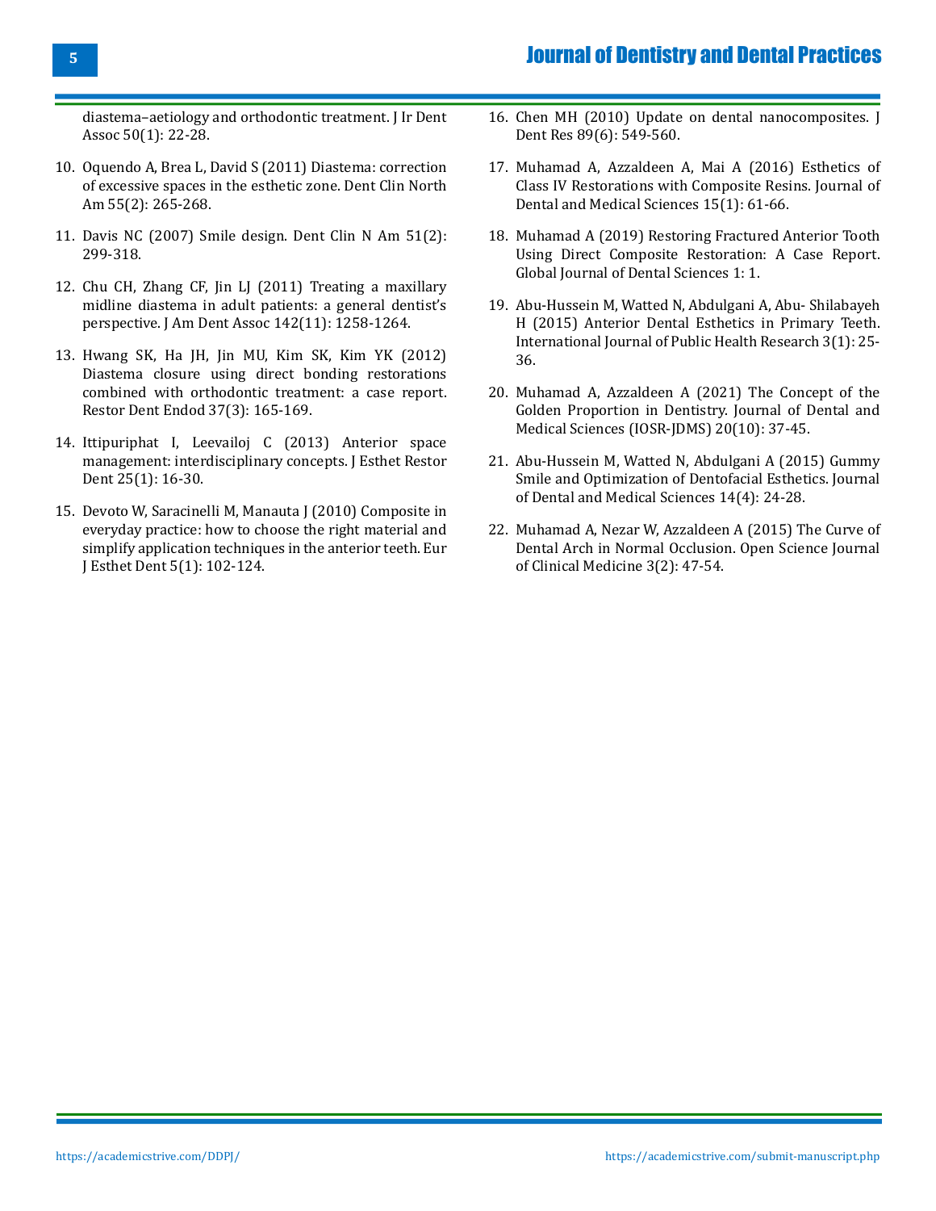diastema–aetiology and orthodontic treatment. J Ir Dent Assoc 50(1): 22-28.

10. Oquendo A, Brea L, David S (2011) Diastema: correction of excessive spaces in the esthetic zone. Dent Clin North Am 55(2): 265-268.

11. Davis NC (2007) Smile design. Dent Clin N Am 51(2): 299-318.

12. Chu CH, Zhang CF, Jin LJ (2011) Treating a maxillary midline diastema in adult patients: a general dentist's perspective. J Am Dent Assoc 142(11): 1258-1264.

13. Hwang SK, Ha JH, Jin MU, Kim SK, Kim YK (2012) Diastema closure using direct bonding restorations combined with orthodontic treatment: a case report. Restor Dent Endod 37(3): 165-169.

14. Ittipuriphat I, Leevailoj C (2013) Anterior space management: interdisciplinary concepts. J Esthet Restor Dent 25(1): 16-30.

15. Devoto W, Saracinelli M, Manauta J (2010) Composite in everyday practice: how to choose the right material and simplify application techniques in the anterior teeth. Eur J Esthet Dent 5(1): 102-124.

16. Chen MH (2010) Update on dental nanocomposites. J Dent Res 89(6): 549-560.

17. Muhamad A, Azzaldeen A, Mai A (2016) Esthetics of Class IV Restorations with Composite Resins. Journal of Dental and Medical Sciences 15(1): 61-66.

18. Muhamad A (2019) Restoring Fractured Anterior Tooth Using Direct Composite Restoration: A Case Report. Global Journal of Dental Sciences 1: 1.

19. Abu-Hussein M, Watted N, Abdulgani A, Abu- Shilabayeh H (2015) Anterior Dental Esthetics in Primary Teeth. International Journal of Public Health Research 3(1): 25-36.

20. Muhamad A, Azzaldeen A (2021) The Concept of the Golden Proportion in Dentistry. Journal of Dental and Medical Sciences (IOSR-JDMS) 20(10): 37-45.

21. Abu-Hussein M, Watted N, Abdulgani A (2015) Gummy Smile and Optimization of Dentofacial Esthetics. Journal of Dental and Medical Sciences 14(4): 24-28.

22. Muhamad A, Nezar W, Azzaldeen A (2015) The Curve of Dental Arch in Normal Occlusion. Open Science Journal of Clinical Medicine 3(2): 47-54.